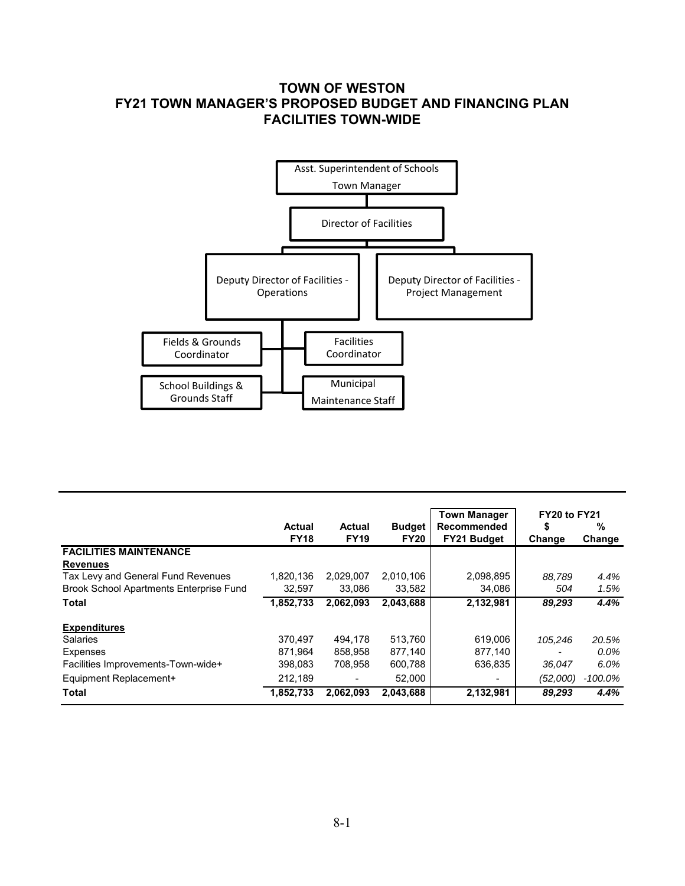# TOWN OF WESTON
## FY21 TOWN MANAGER'S PROPOSED BUDGET AND FINANCING PLAN
## FACILITIES TOWN-WIDE

Asst. Superintendent of Schools
Town Manager

Director of Facilities

Deputy Director of Facilities - Operations

Deputy Director of Facilities - Project Management

Fields & Grounds Coordinator

Facilities Coordinator

School Buildings & Grounds Staff

Municipal Maintenance Staff

| | Actual FY18 | Actual FY19 | Budget FY20 | Town Manager Recommended FY21 Budget | FY20 to FY21 $ Change | FY20 to FY21 % Change |
|---|---|---|---|---|---|---|
| **FACILITIES MAINTENANCE** | | | | | | |
| **Revenues** | | | | | | |
| Tax Levy and General Fund Revenues | 1,820,136 | 2,029,007 | 2,010,106 | 2,098,895 | *88,789* | *4.4%* |
| Brook School Apartments Enterprise Fund | 32,597 | 33,086 | 33,582 | 34,086 | *504* | *1.5%* |
| **Total** | **1,852,733** | **2,062,093** | **2,043,688** | **2,132,981** | ***89,293*** | ***4.4%*** |
| **Expenditures** | | | | | | |
| Salaries | 370,497 | 494,178 | 513,760 | 619,006 | *105,246* | *20.5%* |
| Expenses | 871,964 | 858,958 | 877,140 | 877,140 | - | *0.0%* |
| Facilities Improvements-Town-wide+ | 398,083 | 708,958 | 600,788 | 636,835 | *36,047* | *6.0%* |
| Equipment Replacement+ | 212,189 | - | 52,000 | - | *(52,000)* | *-100.0%* |
| **Total** | **1,852,733** | **2,062,093** | **2,043,688** | **2,132,981** | ***89,293*** | ***4.4%*** |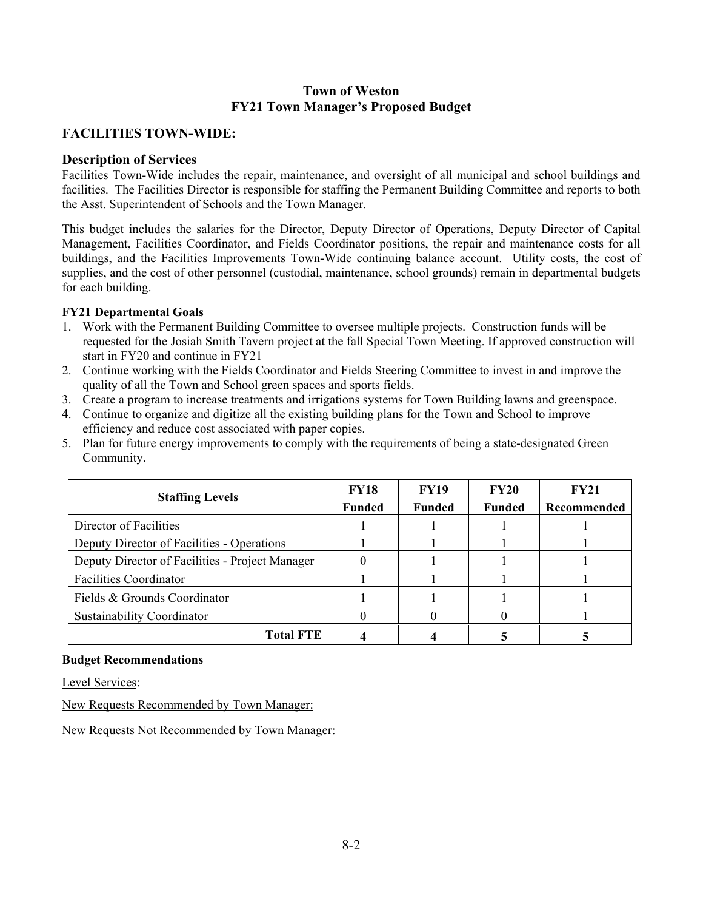**Town of Weston**
**FY21 Town Manager's Proposed Budget**

## FACILITIES TOWN-WIDE:

### Description of Services

Facilities Town-Wide includes the repair, maintenance, and oversight of all municipal and school buildings and facilities. The Facilities Director is responsible for staffing the Permanent Building Committee and reports to both the Asst. Superintendent of Schools and the Town Manager.

This budget includes the salaries for the Director, Deputy Director of Operations, Deputy Director of Capital Management, Facilities Coordinator, and Fields Coordinator positions, the repair and maintenance costs for all buildings, and the Facilities Improvements Town-Wide continuing balance account. Utility costs, the cost of supplies, and the cost of other personnel (custodial, maintenance, school grounds) remain in departmental budgets for each building.

**FY21 Departmental Goals**

1. Work with the Permanent Building Committee to oversee multiple projects. Construction funds will be requested for the Josiah Smith Tavern project at the fall Special Town Meeting. If approved construction will start in FY20 and continue in FY21
2. Continue working with the Fields Coordinator and Fields Steering Committee to invest in and improve the quality of all the Town and School green spaces and sports fields.
3. Create a program to increase treatments and irrigations systems for Town Building lawns and greenspace.
4. Continue to organize and digitize all the existing building plans for the Town and School to improve efficiency and reduce cost associated with paper copies.
5. Plan for future energy improvements to comply with the requirements of being a state-designated Green Community.

| Staffing Levels | FY18 Funded | FY19 Funded | FY20 Funded | FY21 Recommended |
|---|---|---|---|---|
| Director of Facilities | 1 | 1 | 1 | 1 |
| Deputy Director of Facilities - Operations | 1 | 1 | 1 | 1 |
| Deputy Director of Facilities - Project Manager | 0 | 1 | 1 | 1 |
| Facilities Coordinator | 1 | 1 | 1 | 1 |
| Fields & Grounds Coordinator | 1 | 1 | 1 | 1 |
| Sustainability Coordinator | 0 | 0 | 0 | 1 |
| **Total FTE** | **4** | **4** | **5** | **5** |

**Budget Recommendations**

Level Services:

New Requests Recommended by Town Manager:

New Requests Not Recommended by Town Manager: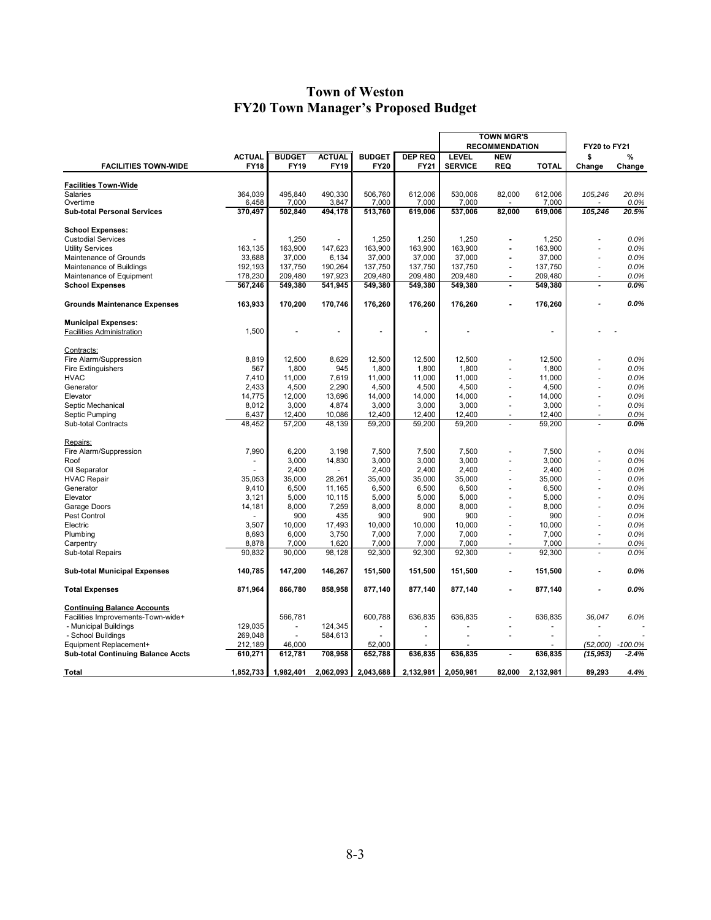# Town of Weston
## FY20 Town Manager's Proposed Budget

| FACILITIES TOWN-WIDE | ACTUAL FY18 | BUDGET FY19 | ACTUAL FY19 | BUDGET FY20 | DEP REQ FY21 | TOWN MGR'S RECOMMENDATION LEVEL SERVICE | NEW REQ | TOTAL | FY20 to FY21 $ Change | % Change |
|---|---|---|---|---|---|---|---|---|---|---|
| **Facilities Town-Wide** | | | | | | | | | | |
| Salaries | 364,039 | 495,840 | 490,330 | 506,760 | 612,006 | 530,006 | 82,000 | 612,006 | *105,246* | *20.8%* |
| Overtime | 6,458 | 7,000 | 3,847 | 7,000 | 7,000 | 7,000 | - | 7,000 | - | *0.0%* |
| **Sub-total Personal Services** | **370,497** | **502,840** | **494,178** | **513,760** | **619,006** | **537,006** | **82,000** | **619,006** | ***105,246*** | ***20.5%*** |
| **School Expenses:** | | | | | | | | | | |
| Custodial Services | - | 1,250 | - | 1,250 | 1,250 | 1,250 | - | 1,250 | - | *0.0%* |
| Utility Services | 163,135 | 163,900 | 147,623 | 163,900 | 163,900 | 163,900 | - | 163,900 | - | *0.0%* |
| Maintenance of Grounds | 33,688 | 37,000 | 6,134 | 37,000 | 37,000 | 37,000 | - | 37,000 | - | *0.0%* |
| Maintenance of Buildings | 192,193 | 137,750 | 190,264 | 137,750 | 137,750 | 137,750 | - | 137,750 | - | *0.0%* |
| Maintenance of Equipment | 178,230 | 209,480 | 197,923 | 209,480 | 209,480 | 209,480 | - | 209,480 | - | *0.0%* |
| **School Expenses** | **567,246** | **549,380** | **541,945** | **549,380** | **549,380** | **549,380** | **-** | **549,380** | **-** | ***0.0%*** |
| **Grounds Maintenance Expenses** | **163,933** | **170,200** | **170,746** | **176,260** | **176,260** | **176,260** | **-** | **176,260** | **-** | ***0.0%*** |
| **Municipal Expenses:** | | | | | | | | | | |
| Facilities Administration | 1,500 | - | - | - | - | - | | - | - | - |
| Contracts: | | | | | | | | | | |
| Fire Alarm/Suppression | 8,819 | 12,500 | 8,629 | 12,500 | 12,500 | 12,500 | - | 12,500 | - | *0.0%* |
| Fire Extinguishers | 567 | 1,800 | 945 | 1,800 | 1,800 | 1,800 | - | 1,800 | - | *0.0%* |
| HVAC | 7,410 | 11,000 | 7,619 | 11,000 | 11,000 | 11,000 | - | 11,000 | - | *0.0%* |
| Generator | 2,433 | 4,500 | 2,290 | 4,500 | 4,500 | 4,500 | - | 4,500 | - | *0.0%* |
| Elevator | 14,775 | 12,000 | 13,696 | 14,000 | 14,000 | 14,000 | - | 14,000 | - | *0.0%* |
| Septic Mechanical | 8,012 | 3,000 | 4,874 | 3,000 | 3,000 | 3,000 | - | 3,000 | - | *0.0%* |
| Septic Pumping | 6,437 | 12,400 | 10,086 | 12,400 | 12,400 | 12,400 | - | 12,400 | - | *0.0%* |
| Sub-total Contracts | 48,452 | 57,200 | 48,139 | 59,200 | 59,200 | 59,200 | - | 59,200 | **-** | ***0.0%*** |
| Repairs: | | | | | | | | | | |
| Fire Alarm/Suppression | 7,990 | 6,200 | 3,198 | 7,500 | 7,500 | 7,500 | - | 7,500 | - | *0.0%* |
| Roof | - | 3,000 | 14,830 | 3,000 | 3,000 | 3,000 | - | 3,000 | - | *0.0%* |
| Oil Separator | - | 2,400 | - | 2,400 | 2,400 | 2,400 | - | 2,400 | - | *0.0%* |
| HVAC Repair | 35,053 | 35,000 | 28,261 | 35,000 | 35,000 | 35,000 | - | 35,000 | - | *0.0%* |
| Generator | 9,410 | 6,500 | 11,165 | 6,500 | 6,500 | 6,500 | - | 6,500 | - | *0.0%* |
| Elevator | 3,121 | 5,000 | 10,115 | 5,000 | 5,000 | 5,000 | - | 5,000 | - | *0.0%* |
| Garage Doors | 14,181 | 8,000 | 7,259 | 8,000 | 8,000 | 8,000 | - | 8,000 | - | *0.0%* |
| Pest Control | - | 900 | 435 | 900 | 900 | 900 | - | 900 | - | *0.0%* |
| Electric | 3,507 | 10,000 | 17,493 | 10,000 | 10,000 | 10,000 | - | 10,000 | - | *0.0%* |
| Plumbing | 8,693 | 6,000 | 3,750 | 7,000 | 7,000 | 7,000 | - | 7,000 | - | *0.0%* |
| Carpentry | 8,878 | 7,000 | 1,620 | 7,000 | 7,000 | 7,000 | - | 7,000 | - | *0.0%* |
| Sub-total Repairs | 90,832 | 90,000 | 98,128 | 92,300 | 92,300 | 92,300 | - | 92,300 | - | *0.0%* |
| **Sub-total Municipal Expenses** | **140,785** | **147,200** | **146,267** | **151,500** | **151,500** | **151,500** | **-** | **151,500** | **-** | ***0.0%*** |
| **Total Expenses** | **871,964** | **866,780** | **858,958** | **877,140** | **877,140** | **877,140** | **-** | **877,140** | **-** | ***0.0%*** |
| **Continuing Balance Accounts** | | | | | | | | | | |
| Facilities Improvements-Town-wide+ | | 566,781 | | 600,788 | 636,835 | 636,835 | - | 636,835 | *36,047* | *6.0%* |
| - Municipal Buildings | 129,035 | - | 124,345 | - | - | - | - | - | - | - |
| - School Buildings | 269,048 | - | 584,613 | - | - | - | - | - | | |
| Equipment Replacement+ | 212,189 | 46,000 | | 52,000 | - | - | | - | *(52,000)* | *-100.0%* |
| **Sub-total Continuing Balance Accts** | **610,271** | **612,781** | **708,958** | **652,788** | **636,835** | **636,835** | **-** | **636,835** | ***(15,953)*** | ***-2.4%*** |
| **Total** | **1,852,733** | **1,982,401** | **2,062,093** | **2,043,688** | **2,132,981** | **2,050,981** | **82,000** | **2,132,981** | **89,293** | ***4.4%*** |